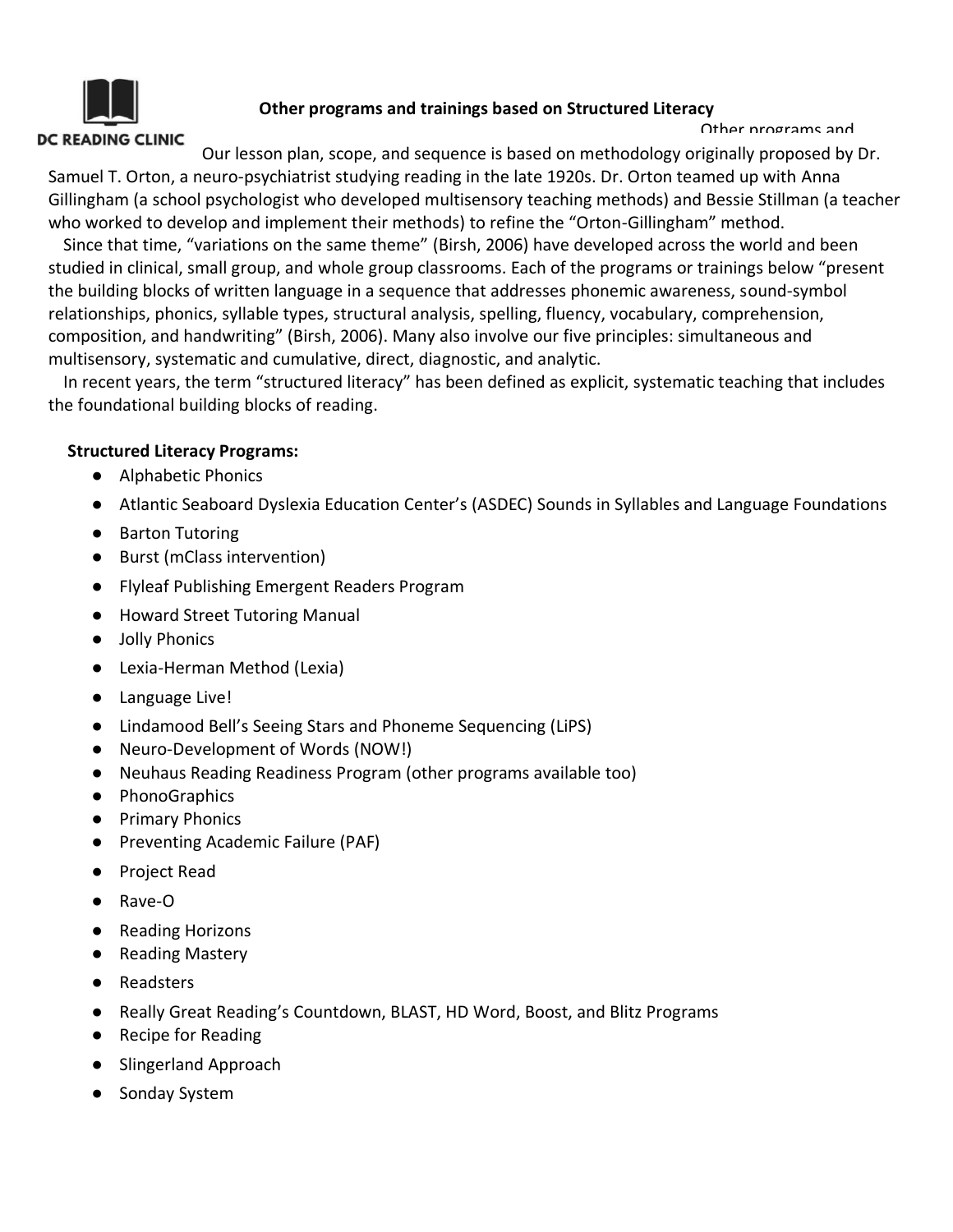DC READING CLINIC

## Other programs and trainings based on Structured Literacy

Our lesson plan, scope, and sequence is based on methodology originally proposed by Dr. Samuel T. Orton, a neuro-psychiatrist studying reading in the late 1920s. Dr. Orton teamed up with Anna Gillingham (a school psychologist who developed multisensory teaching methods) and Bessie Stillman (a teacher who worked to develop and implement their methods) to refine the "Orton-Gillingham" method.

Since that time, "variations on the same theme" (Birsh, 2006) have developed across the world and been studied in clinical, small group, and whole group classrooms. Each of the programs or trainings below "present the building blocks of written language in a sequence that addresses phonemic awareness, sound-symbol relationships, phonics, syllable types, structural analysis, spelling, fluency, vocabulary, comprehension, composition, and handwriting" (Birsh, 2006). Many also involve our five principles: simultaneous and multisensory, systematic and cumulative, direct, diagnostic, and analytic.

In recent years, the term "structured literacy" has been defined as explicit, systematic teaching that includes the foundational building blocks of reading.

**Structured Literacy Programs:**

- Alphabetic Phonics
- Atlantic Seaboard Dyslexia Education Center's (ASDEC) Sounds in Syllables and Language Foundations
- Barton Tutoring
- Burst (mClass intervention)
- Flyleaf Publishing Emergent Readers Program
- Howard Street Tutoring Manual
- Jolly Phonics
- Lexia-Herman Method (Lexia)
- Language Live!
- Lindamood Bell's Seeing Stars and Phoneme Sequencing (LiPS)
- Neuro-Development of Words (NOW!)
- Neuhaus Reading Readiness Program (other programs available too)
- PhonoGraphics
- Primary Phonics
- Preventing Academic Failure (PAF)
- Project Read
- Rave-O
- Reading Horizons
- Reading Mastery
- Readsters
- Really Great Reading's Countdown, BLAST, HD Word, Boost, and Blitz Programs
- Recipe for Reading
- Slingerland Approach
- Sonday System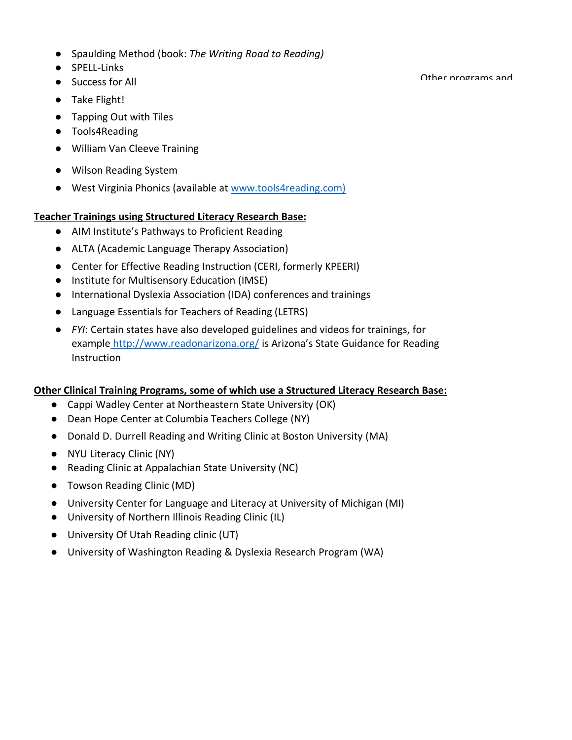- Spaulding Method (book: *The Writing Road to Reading)*
- SPELL-Links
- Success for All
- Take Flight!
- Tapping Out with Tiles
- Tools4Reading
- William Van Cleeve Training
- Wilson Reading System
- West Virginia Phonics (available at [www.tools4reading.com)](http://www.tools4reading.com)

Other programs and

**Teacher Trainings using Structured Literacy Research Base:**

- AIM Institute's Pathways to Proficient Reading
- ALTA (Academic Language Therapy Association)
- Center for Effective Reading Instruction (CERI, formerly KPEERI)
- Institute for Multisensory Education (IMSE)
- International Dyslexia Association (IDA) conferences and trainings
- Language Essentials for Teachers of Reading (LETRS)
- *FYI*: Certain states have also developed guidelines and videos for trainings, for example [http://www.readonarizona.org/](http://www.readonarizona.org/) is Arizona's State Guidance for Reading Instruction

**Other Clinical Training Programs, some of which use a Structured Literacy Research Base:**

- Cappi Wadley Center at Northeastern State University (OK)
- Dean Hope Center at Columbia Teachers College (NY)
- Donald D. Durrell Reading and Writing Clinic at Boston University (MA)
- NYU Literacy Clinic (NY)
- Reading Clinic at Appalachian State University (NC)
- Towson Reading Clinic (MD)
- University Center for Language and Literacy at University of Michigan (MI)
- University of Northern Illinois Reading Clinic (IL)
- University Of Utah Reading clinic (UT)
- University of Washington Reading & Dyslexia Research Program (WA)